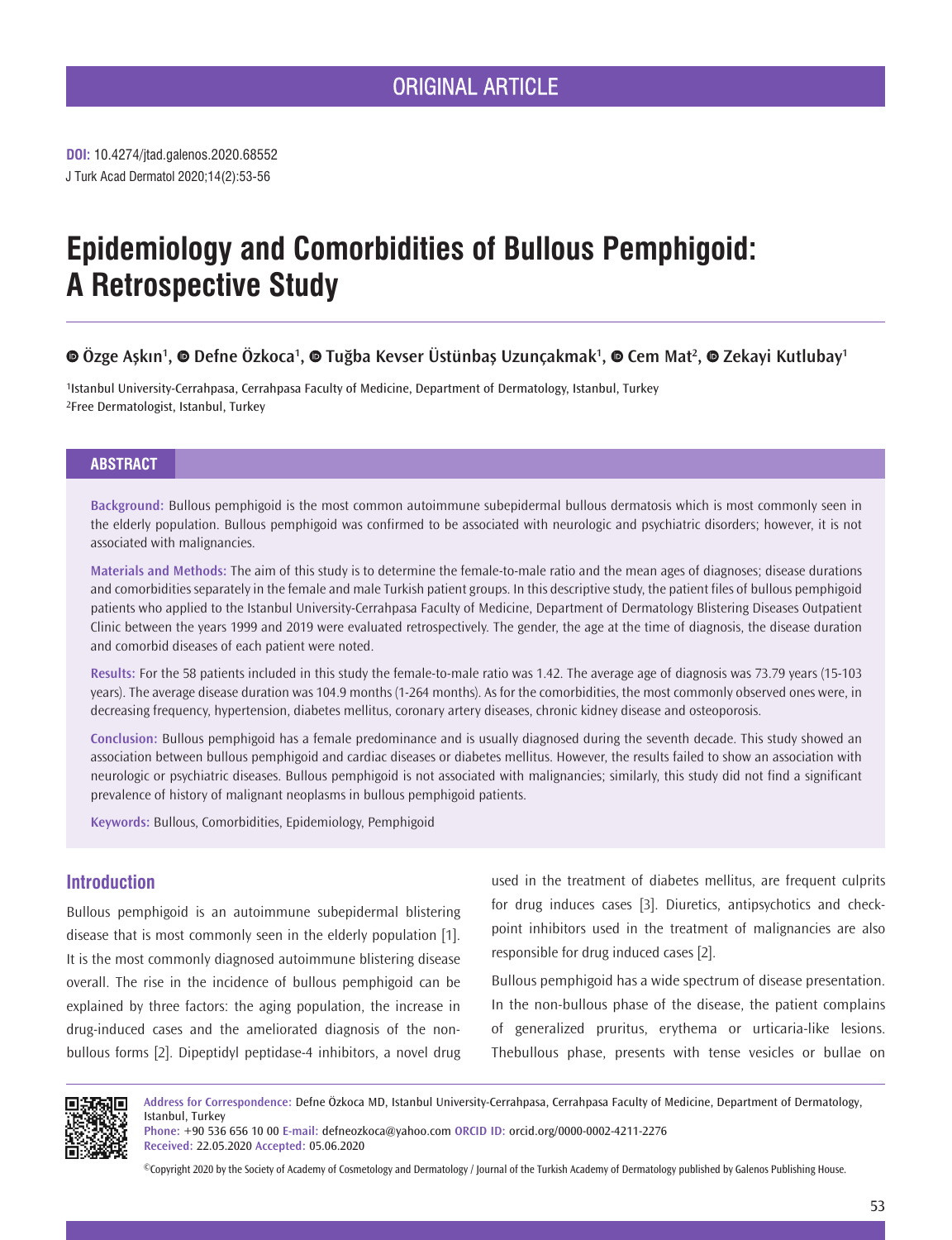ORIGINAL ARTICLE

**DOI:** 10.4274/jtad.galenos.2020.68552
J Turk Acad Dermatol 2020;14(2):53-56

# Epidemiology and Comorbidities of Bullous Pemphigoid: A Retrospective Study

**Özge Aşkın[1], Defne Özkoca[1], Tuğba Kevser Üstünbaş Uzunçakmak[1], Cem Mat[2], Zekayi Kutlubay[1]**

[1]Istanbul University-Cerrahpasa, Cerrahpasa Faculty of Medicine, Department of Dermatology, Istanbul, Turkey
[2]Free Dermatologist, Istanbul, Turkey

## ABSTRACT

**Background:** Bullous pemphigoid is the most common autoimmune subepidermal bullous dermatosis which is most commonly seen in the elderly population. Bullous pemphigoid was confirmed to be associated with neurologic and psychiatric disorders; however, it is not associated with malignancies.

**Materials and Methods:** The aim of this study is to determine the female-to-male ratio and the mean ages of diagnoses; disease durations and comorbidities separately in the female and male Turkish patient groups. In this descriptive study, the patient files of bullous pemphigoid patients who applied to the Istanbul University-Cerrahpasa Faculty of Medicine, Department of Dermatology Blistering Diseases Outpatient Clinic between the years 1999 and 2019 were evaluated retrospectively. The gender, the age at the time of diagnosis, the disease duration and comorbid diseases of each patient were noted.

**Results:** For the 58 patients included in this study the female-to-male ratio was 1.42. The average age of diagnosis was 73.79 years (15-103 years). The average disease duration was 104.9 months (1-264 months). As for the comorbidities, the most commonly observed ones were, in decreasing frequency, hypertension, diabetes mellitus, coronary artery diseases, chronic kidney disease and osteoporosis.

**Conclusion:** Bullous pemphigoid has a female predominance and is usually diagnosed during the seventh decade. This study showed an association between bullous pemphigoid and cardiac diseases or diabetes mellitus. However, the results failed to show an association with neurologic or psychiatric diseases. Bullous pemphigoid is not associated with malignancies; similarly, this study did not find a significant prevalence of history of malignant neoplasms in bullous pemphigoid patients.

**Keywords:** Bullous, Comorbidities, Epidemiology, Pemphigoid

## Introduction

Bullous pemphigoid is an autoimmune subepidermal blistering disease that is most commonly seen in the elderly population [1]. It is the most commonly diagnosed autoimmune blistering disease overall. The rise in the incidence of bullous pemphigoid can be explained by three factors: the aging population, the increase in drug-induced cases and the ameliorated diagnosis of the non-bullous forms [2]. Dipeptidyl peptidase-4 inhibitors, a novel drug used in the treatment of diabetes mellitus, are frequent culprits for drug induces cases [3]. Diuretics, antipsychotics and check-point inhibitors used in the treatment of malignancies are also responsible for drug induced cases [2].

Bullous pemphigoid has a wide spectrum of disease presentation. In the non-bullous phase of the disease, the patient complains of generalized pruritus, erythema or urticaria-like lesions. Thebullous phase, presents with tense vesicles or bullae on

**Address for Correspondence:** Defne Özkoca MD, Istanbul University-Cerrahpasa, Cerrahpasa Faculty of Medicine, Department of Dermatology, Istanbul, Turkey
**Phone:** +90 536 656 10 00 **E-mail:** defneozkoca@yahoo.com **ORCID ID:** orcid.org/0000-0002-4211-2276
**Received:** 22.05.2020 **Accepted:** 05.06.2020

©Copyright 2020 by the Society of Academy of Cosmetology and Dermatology / Journal of the Turkish Academy of Dermatology published by Galenos Publishing House.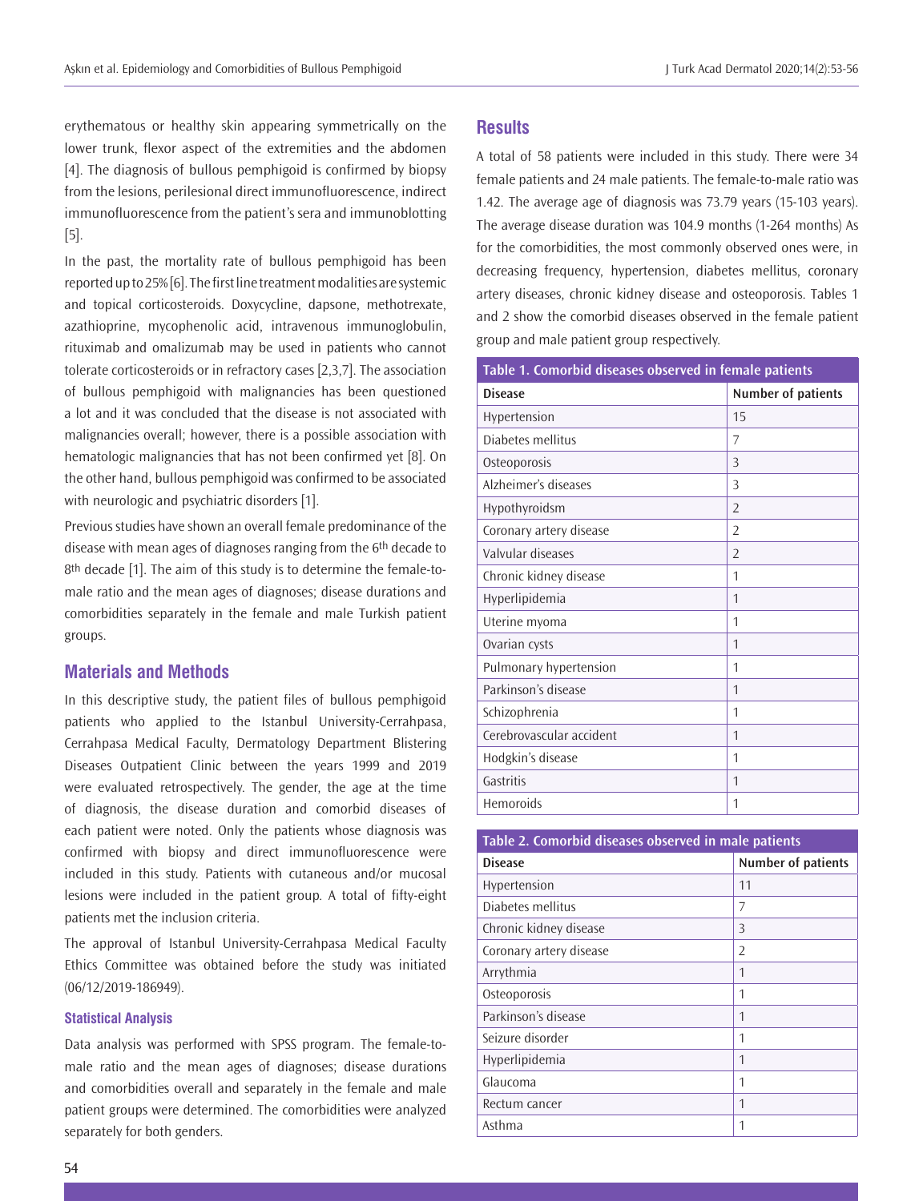erythematous or healthy skin appearing symmetrically on the lower trunk, flexor aspect of the extremities and the abdomen [4]. The diagnosis of bullous pemphigoid is confirmed by biopsy from the lesions, perilesional direct immunofluorescence, indirect immunofluorescence from the patient's sera and immunoblotting [5].

In the past, the mortality rate of bullous pemphigoid has been reported up to 25% [6]. The first line treatment modalities are systemic and topical corticosteroids. Doxycycline, dapsone, methotrexate, azathioprine, mycophenolic acid, intravenous immunoglobulin, rituximab and omalizumab may be used in patients who cannot tolerate corticosteroids or in refractory cases [2,3,7]. The association of bullous pemphigoid with malignancies has been questioned a lot and it was concluded that the disease is not associated with malignancies overall; however, there is a possible association with hematologic malignancies that has not been confirmed yet [8]. On the other hand, bullous pemphigoid was confirmed to be associated with neurologic and psychiatric disorders [1].

Previous studies have shown an overall female predominance of the disease with mean ages of diagnoses ranging from the 6th decade to 8th decade [1]. The aim of this study is to determine the female-to-male ratio and the mean ages of diagnoses; disease durations and comorbidities separately in the female and male Turkish patient groups.

## Materials and Methods

In this descriptive study, the patient files of bullous pemphigoid patients who applied to the Istanbul University-Cerrahpasa, Cerrahpasa Medical Faculty, Dermatology Department Blistering Diseases Outpatient Clinic between the years 1999 and 2019 were evaluated retrospectively. The gender, the age at the time of diagnosis, the disease duration and comorbid diseases of each patient were noted. Only the patients whose diagnosis was confirmed with biopsy and direct immunofluorescence were included in this study. Patients with cutaneous and/or mucosal lesions were included in the patient group. A total of fifty-eight patients met the inclusion criteria.

The approval of Istanbul University-Cerrahpasa Medical Faculty Ethics Committee was obtained before the study was initiated (06/12/2019-186949).

### Statistical Analysis

Data analysis was performed with SPSS program. The female-to-male ratio and the mean ages of diagnoses; disease durations and comorbidities overall and separately in the female and male patient groups were determined. The comorbidities were analyzed separately for both genders.

## Results

A total of 58 patients were included in this study. There were 34 female patients and 24 male patients. The female-to-male ratio was 1.42. The average age of diagnosis was 73.79 years (15-103 years). The average disease duration was 104.9 months (1-264 months) As for the comorbidities, the most commonly observed ones were, in decreasing frequency, hypertension, diabetes mellitus, coronary artery diseases, chronic kidney disease and osteoporosis. Tables 1 and 2 show the comorbid diseases observed in the female patient group and male patient group respectively.

**Table 1. Comorbid diseases observed in female patients**

| Disease | Number of patients |
|---|---|
| Hypertension | 15 |
| Diabetes mellitus | 7 |
| Osteoporosis | 3 |
| Alzheimer's diseases | 3 |
| Hypothyroidsm | 2 |
| Coronary artery disease | 2 |
| Valvular diseases | 2 |
| Chronic kidney disease | 1 |
| Hyperlipidemia | 1 |
| Uterine myoma | 1 |
| Ovarian cysts | 1 |
| Pulmonary hypertension | 1 |
| Parkinson's disease | 1 |
| Schizophrenia | 1 |
| Cerebrovascular accident | 1 |
| Hodgkin's disease | 1 |
| Gastritis | 1 |
| Hemoroids | 1 |

**Table 2. Comorbid diseases observed in male patients**

| Disease | Number of patients |
|---|---|
| Hypertension | 11 |
| Diabetes mellitus | 7 |
| Chronic kidney disease | 3 |
| Coronary artery disease | 2 |
| Arrythmia | 1 |
| Osteoporosis | 1 |
| Parkinson's disease | 1 |
| Seizure disorder | 1 |
| Hyperlipidemia | 1 |
| Glaucoma | 1 |
| Rectum cancer | 1 |
| Asthma | 1 |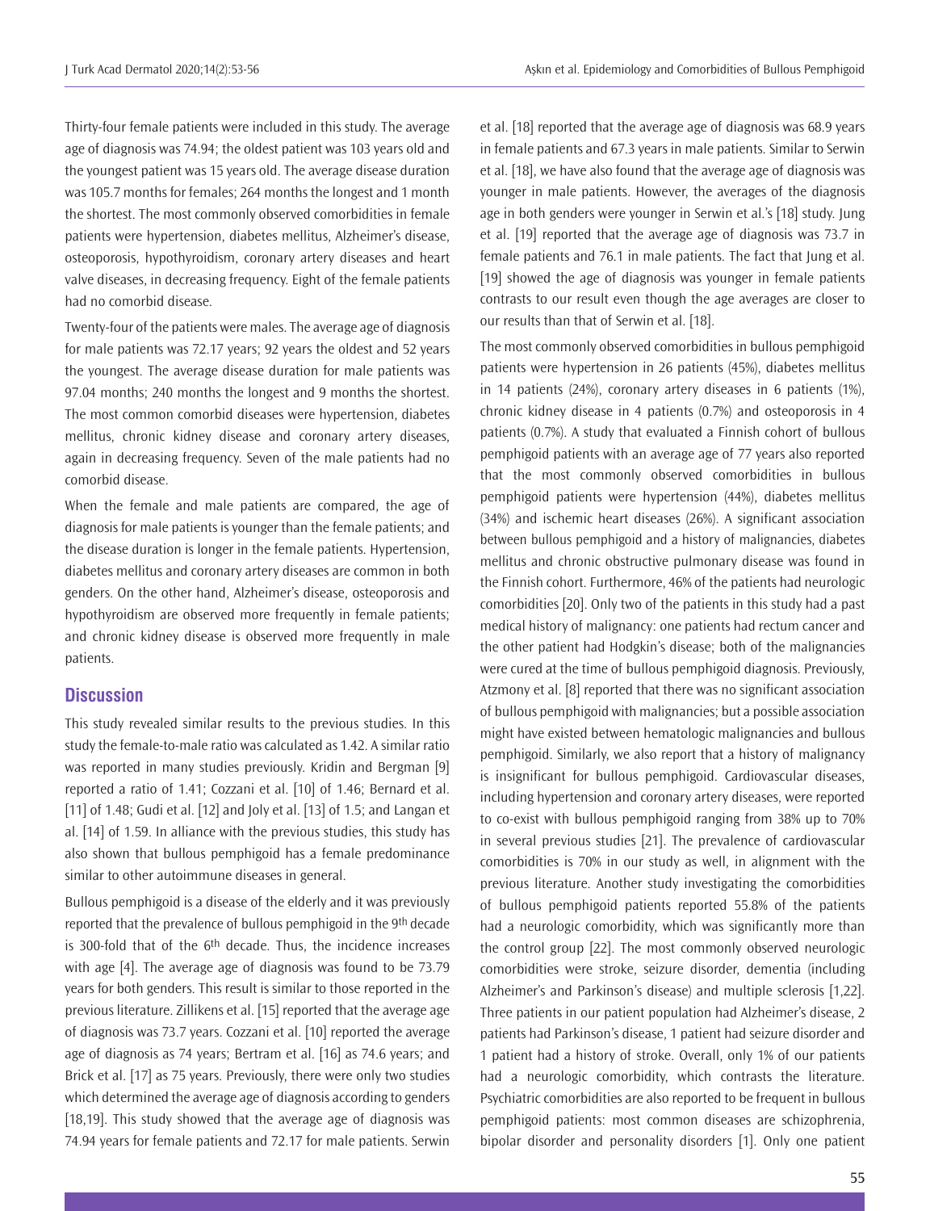Thirty-four female patients were included in this study. The average age of diagnosis was 74.94; the oldest patient was 103 years old and the youngest patient was 15 years old. The average disease duration was 105.7 months for females; 264 months the longest and 1 month the shortest. The most commonly observed comorbidities in female patients were hypertension, diabetes mellitus, Alzheimer's disease, osteoporosis, hypothyroidism, coronary artery diseases and heart valve diseases, in decreasing frequency. Eight of the female patients had no comorbid disease.

Twenty-four of the patients were males. The average age of diagnosis for male patients was 72.17 years; 92 years the oldest and 52 years the youngest. The average disease duration for male patients was 97.04 months; 240 months the longest and 9 months the shortest. The most common comorbid diseases were hypertension, diabetes mellitus, chronic kidney disease and coronary artery diseases, again in decreasing frequency. Seven of the male patients had no comorbid disease.

When the female and male patients are compared, the age of diagnosis for male patients is younger than the female patients; and the disease duration is longer in the female patients. Hypertension, diabetes mellitus and coronary artery diseases are common in both genders. On the other hand, Alzheimer's disease, osteoporosis and hypothyroidism are observed more frequently in female patients; and chronic kidney disease is observed more frequently in male patients.

## Discussion

This study revealed similar results to the previous studies. In this study the female-to-male ratio was calculated as 1.42. A similar ratio was reported in many studies previously. Kridin and Bergman [9] reported a ratio of 1.41; Cozzani et al. [10] of 1.46; Bernard et al. [11] of 1.48; Gudi et al. [12] and Joly et al. [13] of 1.5; and Langan et al. [14] of 1.59. In alliance with the previous studies, this study has also shown that bullous pemphigoid has a female predominance similar to other autoimmune diseases in general.

Bullous pemphigoid is a disease of the elderly and it was previously reported that the prevalence of bullous pemphigoid in the 9th decade is 300-fold that of the 6th decade. Thus, the incidence increases with age [4]. The average age of diagnosis was found to be 73.79 years for both genders. This result is similar to those reported in the previous literature. Zillikens et al. [15] reported that the average age of diagnosis was 73.7 years. Cozzani et al. [10] reported the average age of diagnosis as 74 years; Bertram et al. [16] as 74.6 years; and Brick et al. [17] as 75 years. Previously, there were only two studies which determined the average age of diagnosis according to genders [18,19]. This study showed that the average age of diagnosis was 74.94 years for female patients and 72.17 for male patients. Serwin et al. [18] reported that the average age of diagnosis was 68.9 years in female patients and 67.3 years in male patients. Similar to Serwin et al. [18], we have also found that the average age of diagnosis was younger in male patients. However, the averages of the diagnosis age in both genders were younger in Serwin et al.'s [18] study. Jung et al. [19] reported that the average age of diagnosis was 73.7 in female patients and 76.1 in male patients. The fact that Jung et al. [19] showed the age of diagnosis was younger in female patients contrasts to our result even though the age averages are closer to our results than that of Serwin et al. [18].

The most commonly observed comorbidities in bullous pemphigoid patients were hypertension in 26 patients (45%), diabetes mellitus in 14 patients (24%), coronary artery diseases in 6 patients (1%), chronic kidney disease in 4 patients (0.7%) and osteoporosis in 4 patients (0.7%). A study that evaluated a Finnish cohort of bullous pemphigoid patients with an average age of 77 years also reported that the most commonly observed comorbidities in bullous pemphigoid patients were hypertension (44%), diabetes mellitus (34%) and ischemic heart diseases (26%). A significant association between bullous pemphigoid and a history of malignancies, diabetes mellitus and chronic obstructive pulmonary disease was found in the Finnish cohort. Furthermore, 46% of the patients had neurologic comorbidities [20]. Only two of the patients in this study had a past medical history of malignancy: one patients had rectum cancer and the other patient had Hodgkin's disease; both of the malignancies were cured at the time of bullous pemphigoid diagnosis. Previously, Atzmony et al. [8] reported that there was no significant association of bullous pemphigoid with malignancies; but a possible association might have existed between hematologic malignancies and bullous pemphigoid. Similarly, we also report that a history of malignancy is insignificant for bullous pemphigoid. Cardiovascular diseases, including hypertension and coronary artery diseases, were reported to co-exist with bullous pemphigoid ranging from 38% up to 70% in several previous studies [21]. The prevalence of cardiovascular comorbidities is 70% in our study as well, in alignment with the previous literature. Another study investigating the comorbidities of bullous pemphigoid patients reported 55.8% of the patients had a neurologic comorbidity, which was significantly more than the control group [22]. The most commonly observed neurologic comorbidities were stroke, seizure disorder, dementia (including Alzheimer's and Parkinson's disease) and multiple sclerosis [1,22]. Three patients in our patient population had Alzheimer's disease, 2 patients had Parkinson's disease, 1 patient had seizure disorder and 1 patient had a history of stroke. Overall, only 1% of our patients had a neurologic comorbidity, which contrasts the literature. Psychiatric comorbidities are also reported to be frequent in bullous pemphigoid patients: most common diseases are schizophrenia, bipolar disorder and personality disorders [1]. Only one patient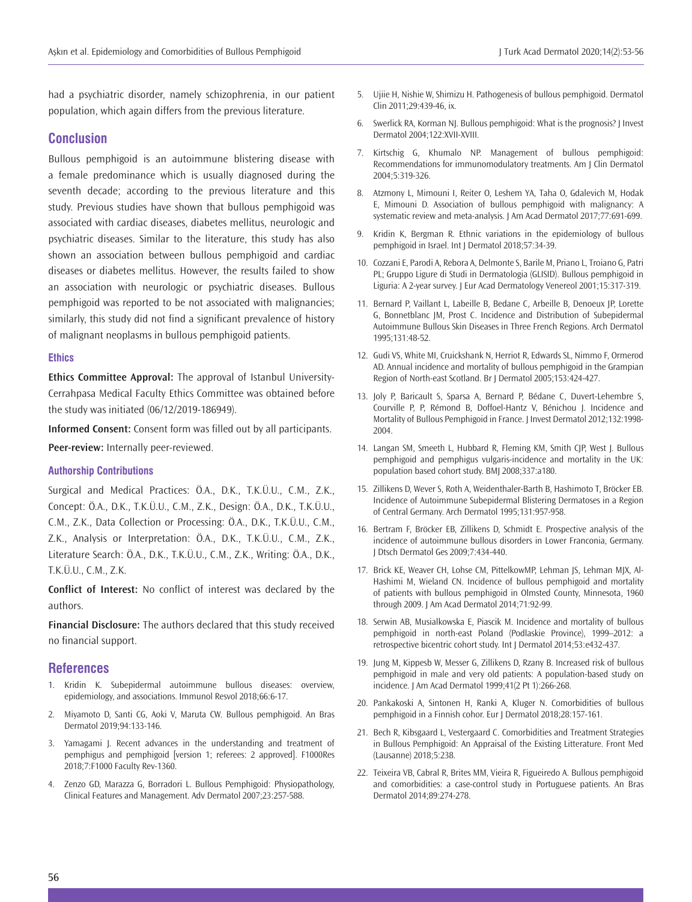had a psychiatric disorder, namely schizophrenia, in our patient population, which again differs from the previous literature.

## Conclusion

Bullous pemphigoid is an autoimmune blistering disease with a female predominance which is usually diagnosed during the seventh decade; according to the previous literature and this study. Previous studies have shown that bullous pemphigoid was associated with cardiac diseases, diabetes mellitus, neurologic and psychiatric diseases. Similar to the literature, this study has also shown an association between bullous pemphigoid and cardiac diseases or diabetes mellitus. However, the results failed to show an association with neurologic or psychiatric diseases. Bullous pemphigoid was reported to be not associated with malignancies; similarly, this study did not find a significant prevalence of history of malignant neoplasms in bullous pemphigoid patients.

### Ethics

**Ethics Committee Approval:** The approval of Istanbul University-Cerrahpasa Medical Faculty Ethics Committee was obtained before the study was initiated (06/12/2019-186949).

**Informed Consent:** Consent form was filled out by all participants.

**Peer-review:** Internally peer-reviewed.

### Authorship Contributions

Surgical and Medical Practices: Ö.A., D.K., T.K.Ü.U., C.M., Z.K., Concept: Ö.A., D.K., T.K.Ü.U., C.M., Z.K., Design: Ö.A., D.K., T.K.Ü.U., C.M., Z.K., Data Collection or Processing: Ö.A., D.K., T.K.Ü.U., C.M., Z.K., Analysis or Interpretation: Ö.A., D.K., T.K.Ü.U., C.M., Z.K., Literature Search: Ö.A., D.K., T.K.Ü.U., C.M., Z.K., Writing: Ö.A., D.K., T.K.Ü.U., C.M., Z.K.

**Conflict of Interest:** No conflict of interest was declared by the authors.

**Financial Disclosure:** The authors declared that this study received no financial support.

## References

1. Kridin K. Subepidermal autoimmune bullous diseases: overview, epidemiology, and associations. Immunol Resvol 2018;66:6-17.
2. Miyamoto D, Santi CG, Aoki V, Maruta CW. Bullous pemphigoid. An Bras Dermatol 2019;94:133-146.
3. Yamagami J. Recent advances in the understanding and treatment of pemphigus and pemphigoid [version 1; referees: 2 approved]. F1000Res 2018;7:F1000 Faculty Rev-1360.
4. Zenzo GD, Marazza G, Borradori L. Bullous Pemphigoid: Physiopathology, Clinical Features and Management. Adv Dermatol 2007;23:257-588.
5. Ujiie H, Nishie W, Shimizu H. Pathogenesis of bullous pemphigoid. Dermatol Clin 2011;29:439-46, ix.
6. Swerlick RA, Korman NJ. Bullous pemphigoid: What is the prognosis? J Invest Dermatol 2004;122:XVII-XVIII.
7. Kirtschig G, Khumalo NP. Management of bullous pemphigoid: Recommendations for immunomodulatory treatments. Am J Clin Dermatol 2004;5:319-326.
8. Atzmony L, Mimouni I, Reiter O, Leshem YA, Taha O, Gdalevich M, Hodak E, Mimouni D. Association of bullous pemphigoid with malignancy: A systematic review and meta-analysis. J Am Acad Dermatol 2017;77:691-699.
9. Kridin K, Bergman R. Ethnic variations in the epidemiology of bullous pemphigoid in Israel. Int J Dermatol 2018;57:34-39.
10. Cozzani E, Parodi A, Rebora A, Delmonte S, Barile M, Priano L, Troiano G, Patri PL; Gruppo Ligure di Studi in Dermatologia (GLISID). Bullous pemphigoid in Liguria: A 2-year survey. J Eur Acad Dermatology Venereol 2001;15:317-319.
11. Bernard P, Vaillant L, Labeille B, Bedane C, Arbeille B, Denoeux JP, Lorette G, Bonnetblanc JM, Prost C. Incidence and Distribution of Subepidermal Autoimmune Bullous Skin Diseases in Three French Regions. Arch Dermatol 1995;131:48-52.
12. Gudi VS, White MI, Cruickshank N, Herriot R, Edwards SL, Nimmo F, Ormerod AD. Annual incidence and mortality of bullous pemphigoid in the Grampian Region of North-east Scotland. Br J Dermatol 2005;153:424-427.
13. Joly P, Baricault S, Sparsa A, Bernard P, Bédane C, Duvert-Lehembre S, Courville P, P, Rémond B, Doffoel-Hantz V, Bénichou J. Incidence and Mortality of Bullous Pemphigoid in France. J Invest Dermatol 2012;132:1998-2004.
14. Langan SM, Smeeth L, Hubbard R, Fleming KM, Smith CJP, West J. Bullous pemphigoid and pemphigus vulgaris-incidence and mortality in the UK: population based cohort study. BMJ 2008;337:a180.
15. Zillikens D, Wever S, Roth A, Weidenthaler-Barth B, Hashimoto T, Bröcker EB. Incidence of Autoimmune Subepidermal Blistering Dermatoses in a Region of Central Germany. Arch Dermatol 1995;131:957-958.
16. Bertram F, Bröcker EB, Zillikens D, Schmidt E. Prospective analysis of the incidence of autoimmune bullous disorders in Lower Franconia, Germany. J Dtsch Dermatol Ges 2009;7:434-440.
17. Brick KE, Weaver CH, Lohse CM, PittelkowMP, Lehman JS, Lehman MJX, Al-Hashimi M, Wieland CN. Incidence of bullous pemphigoid and mortality of patients with bullous pemphigoid in Olmsted County, Minnesota, 1960 through 2009. J Am Acad Dermatol 2014;71:92-99.
18. Serwin AB, Musialkowska E, Piascik M. Incidence and mortality of bullous pemphigoid in north-east Poland (Podlaskie Province), 1999–2012: a retrospective bicentric cohort study. Int J Dermatol 2014;53:e432-437.
19. Jung M, Kippesb W, Messer G, Zillikens D, Rzany B. Increased risk of bullous pemphigoid in male and very old patients: A population-based study on incidence. J Am Acad Dermatol 1999;41(2 Pt 1):266-268.
20. Pankakoski A, Sintonen H, Ranki A, Kluger N. Comorbidities of bullous pemphigoid in a Finnish cohor. Eur J Dermatol 2018;28:157-161.
21. Bech R, Kibsgaard L, Vestergaard C. Comorbidities and Treatment Strategies in Bullous Pemphigoid: An Appraisal of the Existing Litterature. Front Med (Lausanne) 2018;5:238.
22. Teixeira VB, Cabral R, Brites MM, Vieira R, Figueiredo A. Bullous pemphigoid and comorbidities: a case-control study in Portuguese patients. An Bras Dermatol 2014;89:274-278.